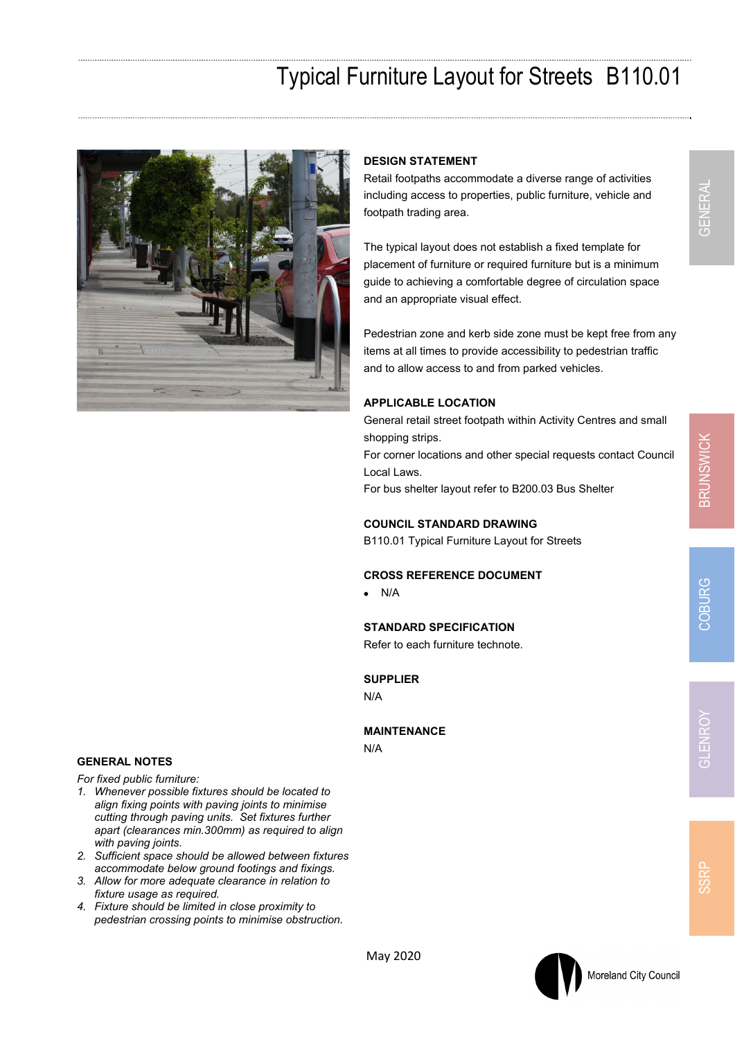# Typical Furniture Layout for Streets B110.01

## DESIGN STATEMENT

Retail footpaths accommodate a diverse range of activities including access to properties, public furniture, vehicle and footpath trading area.

The typical layout does not establish a fixed template for placement of furniture or required furniture but is a minimum guide to achieving a comfortable degree of circulation space and an appropriate visual effect.

Pedestrian zone and kerb side zone must be kept free from any items at all times to provide accessibility to pedestrian traffic and to allow access to and from parked vehicles.

## APPLICABLE LOCATION

General retail street footpath within Activity Centres and small shopping strips.
For corner locations and other special requests contact Council Local Laws.
For bus shelter layout refer to B200.03 Bus Shelter

## COUNCIL STANDARD DRAWING

B110.01 Typical Furniture Layout for Streets

## CROSS REFERENCE DOCUMENT

- N/A

## STANDARD SPECIFICATION

Refer to each furniture technote.

## SUPPLIER

N/A

## MAINTENANCE

N/A

## GENERAL NOTES

*For fixed public furniture:*

1. *Whenever possible fixtures should be located to align fixing points with paving joints to minimise cutting through paving units. Set fixtures further apart (clearances min.300mm) as required to align with paving joints.*
2. *Sufficient space should be allowed between fixtures accommodate below ground footings and fixings.*
3. *Allow for more adequate clearance in relation to fixture usage as required.*
4. *Fixture should be limited in close proximity to pedestrian crossing points to minimise obstruction.*

May 2020

Moreland City Council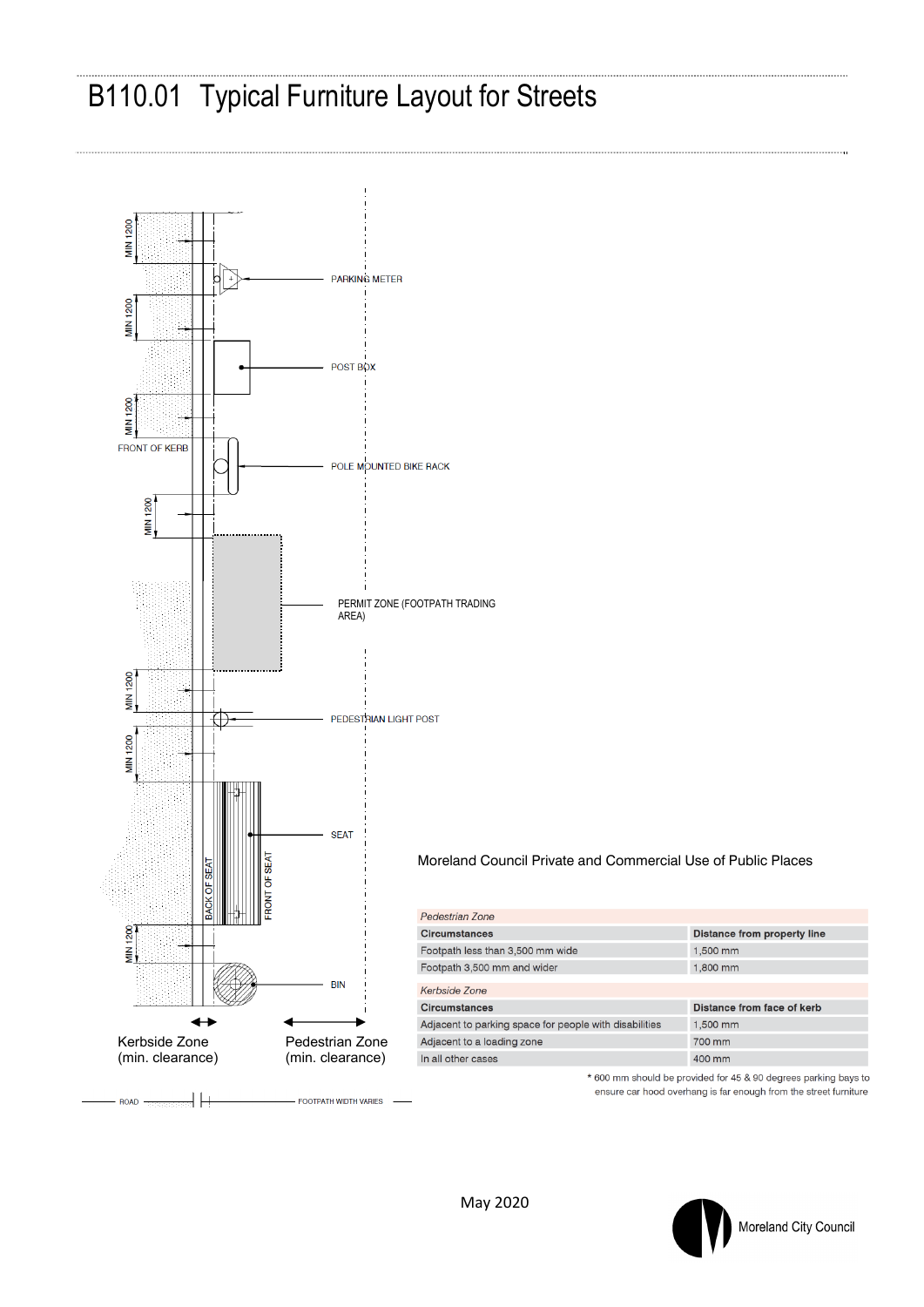# B110.01 Typical Furniture Layout for Streets

MIN 1200

PARKING METER

MIN 1200

POST BOX

MIN 1200

FRONT OF KERB

POLE MOUNTED BIKE RACK

MIN 1200

PERMIT ZONE (FOOTPATH TRADING AREA)

MIN 1200

PEDESTRIAN LIGHT POST

MIN 1200

SEAT

BACK OF SEAT

FRONT OF SEAT

MIN 1200

BIN

Kerbside Zone (min. clearance)

Pedestrian Zone (min. clearance)

ROAD

FOOTPATH WIDTH VARIES

Moreland Council Private and Commercial Use of Public Places

| *Pedestrian Zone* | |
|---|---|
| **Circumstances** | **Distance from property line** |
| Footpath less than 3,500 mm wide | 1,500 mm |
| Footpath 3,500 mm and wider | 1,800 mm |
| *Kerbside Zone* | |
| **Circumstances** | **Distance from face of kerb** |
| Adjacent to parking space for people with disabilities | 1,500 mm |
| Adjacent to a loading zone | 700 mm |
| In all other cases | 400 mm |

* 600 mm should be provided for 45 & 90 degrees parking bays to ensure car hood overhang is far enough from the street furniture

May 2020

Moreland City Council